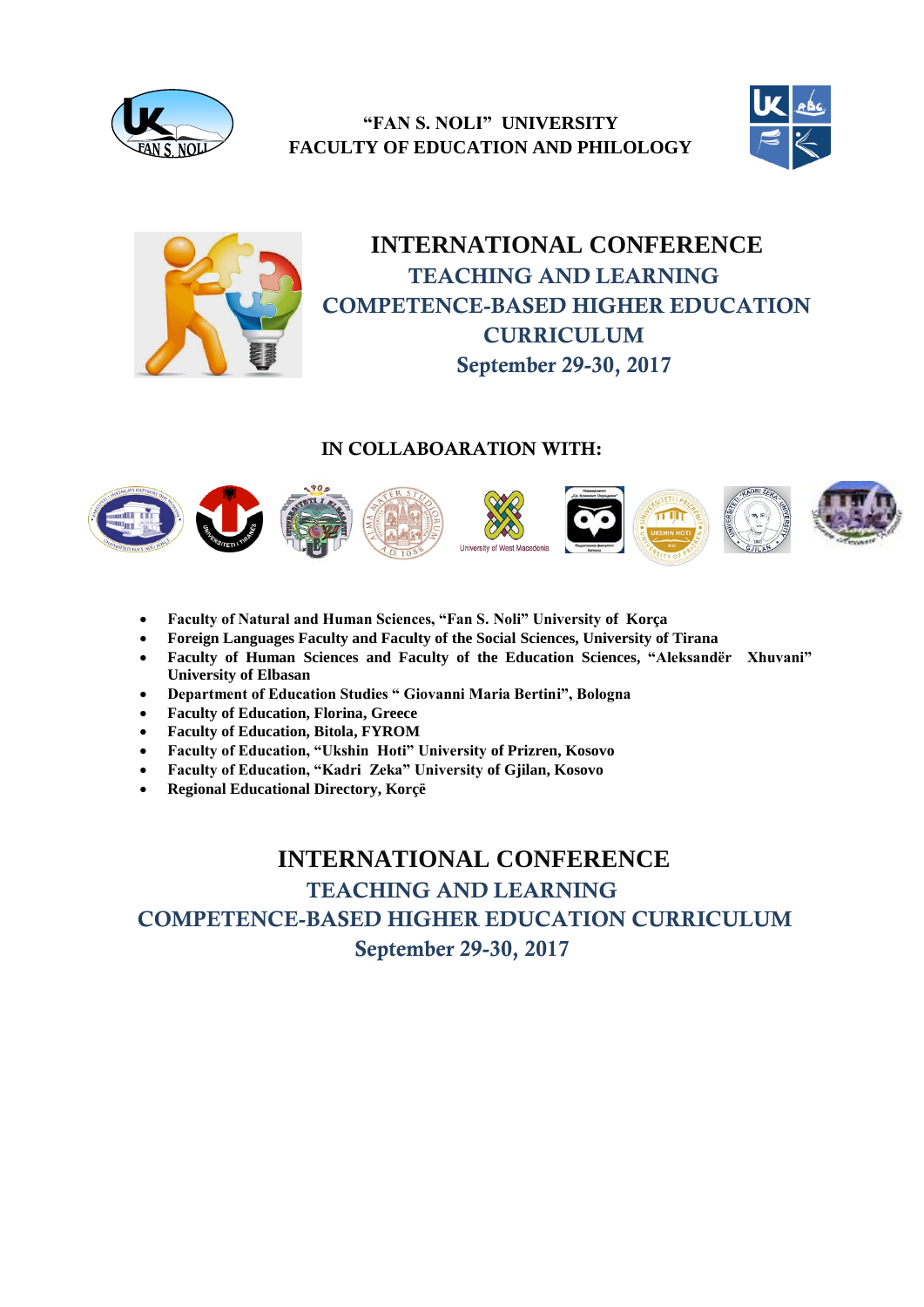**"FAN S. NOLI" UNIVERSITY**
**FACULTY OF EDUCATION AND PHILOLOGY**

# INTERNATIONAL CONFERENCE

## TEACHING AND LEARNING COMPETENCE-BASED HIGHER EDUCATION CURRICULUM

**September 29-30, 2017**

### IN COLLABOARATION WITH:

- **Faculty of Natural and Human Sciences, "Fan S. Noli" University of Korça**
- **Foreign Languages Faculty and Faculty of the Social Sciences, University of Tirana**
- **Faculty of Human Sciences and Faculty of the Education Sciences, "Aleksandër Xhuvani" University of Elbasan**
- **Department of Education Studies " Giovanni Maria Bertini", Bologna**
- **Faculty of Education, Florina, Greece**
- **Faculty of Education, Bitola, FYROM**
- **Faculty of Education, "Ukshin Hoti" University of Prizren, Kosovo**
- **Faculty of Education, "Kadri Zeka" University of Gjilan, Kosovo**
- **Regional Educational Directory, Korçë**

# INTERNATIONAL CONFERENCE

## TEACHING AND LEARNING COMPETENCE-BASED HIGHER EDUCATION CURRICULUM

**September 29-30, 2017**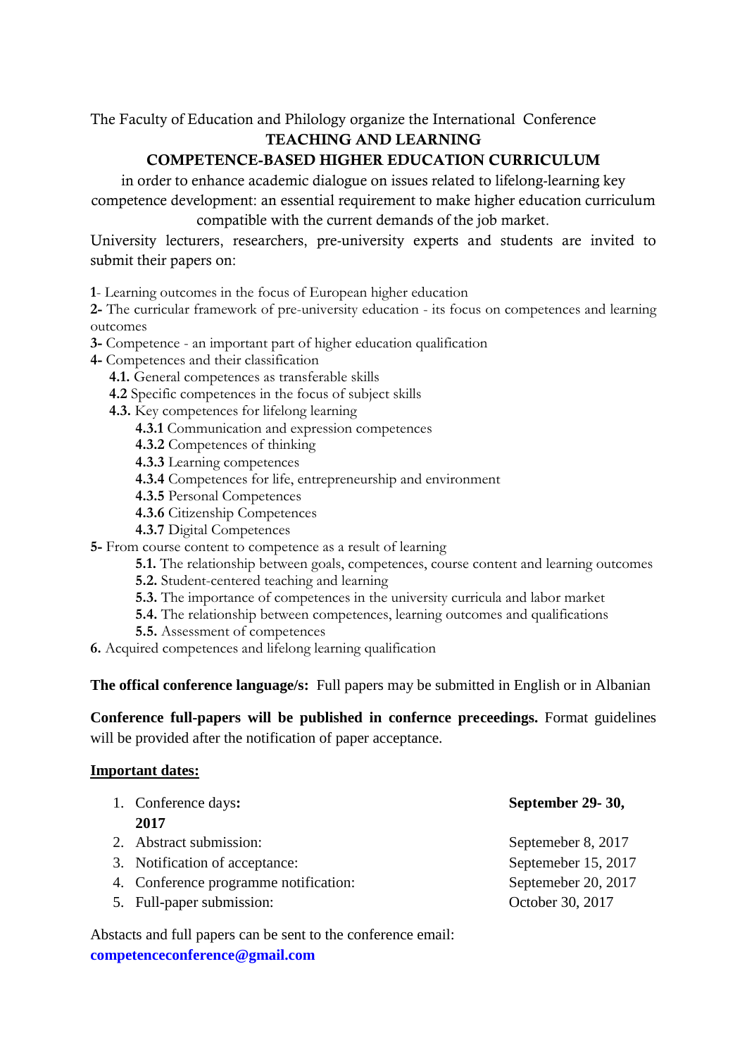The Faculty of Education and Philology organize the International Conference

**TEACHING AND LEARNING**

**COMPETENCE-BASED HIGHER EDUCATION CURRICULUM**

in order to enhance academic dialogue on issues related to lifelong-learning key competence development: an essential requirement to make higher education curriculum compatible with the current demands of the job market.

University lecturers, researchers, pre-university experts and students are invited to submit their papers on:

**1**- Learning outcomes in the focus of European higher education
**2-** The curricular framework of pre-university education - its focus on competences and learning outcomes
**3-** Competence - an important part of higher education qualification
**4-** Competences and their classification
- **4.1.** General competences as transferable skills
- **4.2** Specific competences in the focus of subject skills
- **4.3.** Key competences for lifelong learning
  - **4.3.1** Communication and expression competences
  - **4.3.2** Competences of thinking
  - **4.3.3** Learning competences
  - **4.3.4** Competences for life, entrepreneurship and environment
  - **4.3.5** Personal Competences
  - **4.3.6** Citizenship Competences
  - **4.3.7** Digital Competences

**5-** From course content to competence as a result of learning
- **5.1.** The relationship between goals, competences, course content and learning outcomes
- **5.2.** Student-centered teaching and learning
- **5.3.** The importance of competences in the university curricula and labor market
- **5.4.** The relationship between competences, learning outcomes and qualifications
- **5.5.** Assessment of competences

**6.** Acquired competences and lifelong learning qualification

**The offical conference language/s:** Full papers may be submitted in English or in Albanian

**Conference full-papers will be published in confernce preceedings.** Format guidelines will be provided after the notification of paper acceptance.

**Important dates:**

1. Conference days**:** **September 29- 30, 2017**
2. Abstract submission: Septemeber 8, 2017
3. Notification of acceptance: Septemeber 15, 2017
4. Conference programme notification: Septemeber 20, 2017
5. Full-paper submission: October 30, 2017

Abstacts and full papers can be sent to the conference email:
**competenceconference@gmail.com**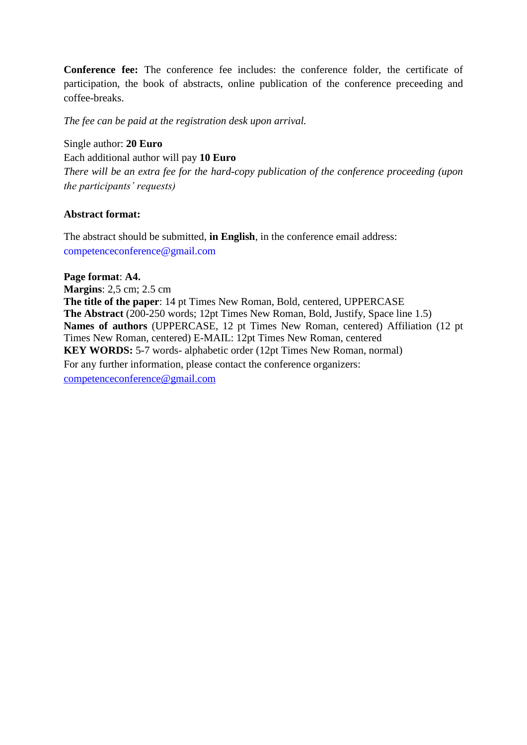**Conference fee:** The conference fee includes: the conference folder, the certificate of participation, the book of abstracts, online publication of the conference preceeding and coffee-breaks.

*The fee can be paid at the registration desk upon arrival.*

Single author: **20 Euro**  
Each additional author will pay **10 Euro**  
*There will be an extra fee for the hard-copy publication of the conference proceeding (upon the participants' requests)*

**Abstract format:**

The abstract should be submitted, **in English**, in the conference email address: competenceconference@gmail.com

**Page format**: **A4.**  
**Margins**: 2,5 cm; 2.5 cm  
**The title of the paper**: 14 pt Times New Roman, Bold, centered, UPPERCASE  
**The Abstract** (200-250 words; 12pt Times New Roman, Bold, Justify, Space line 1.5)  
**Names of authors** (UPPERCASE, 12 pt Times New Roman, centered) Affiliation (12 pt Times New Roman, centered) E-MAIL: 12pt Times New Roman, centered  
**KEY WORDS:** 5-7 words- alphabetic order (12pt Times New Roman, normal)  
For any further information, please contact the conference organizers:  
competenceconference@gmail.com